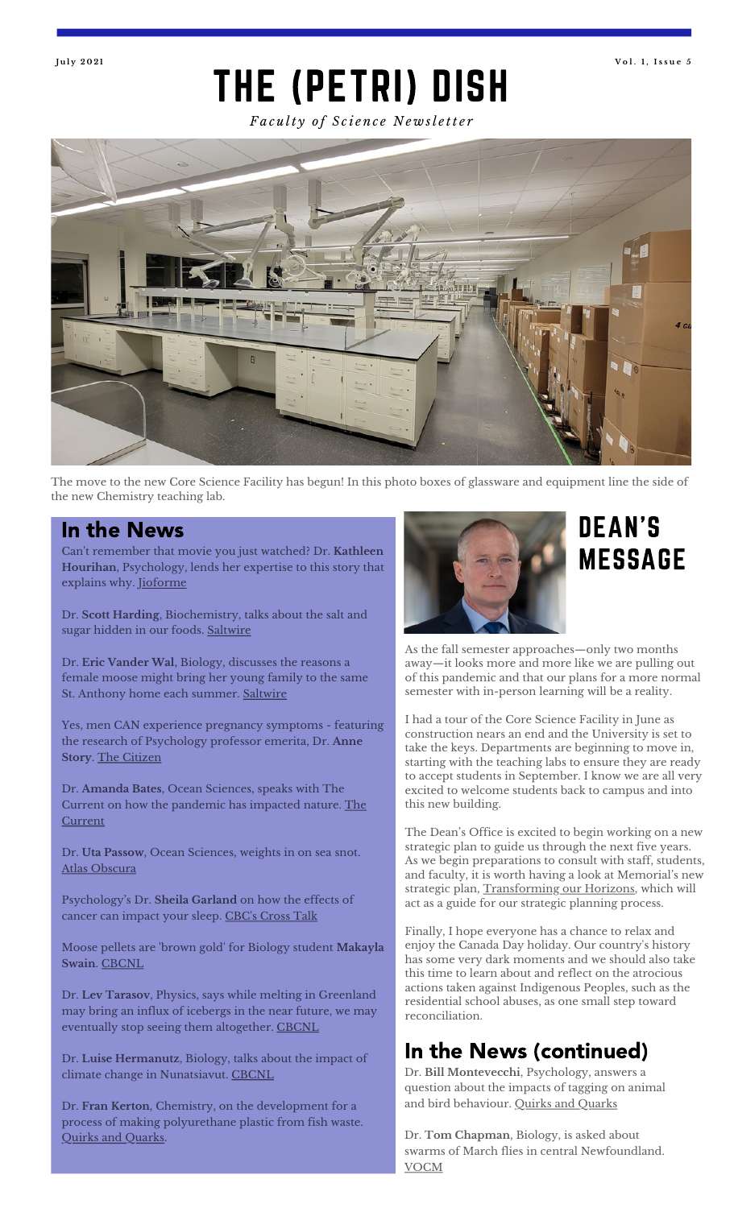July 2021

Vol. 1, Issue 5

# THE (PETRI) DISH

*Faculty of Science Newsletter*

The move to the new Core Science Facility has begun! In this photo boxes of glassware and equipment line the side of the new Chemistry teaching lab.

## In the News

Can't remember that movie you just watched? Dr. **Kathleen Hourihan**, Psychology, lends her expertise to this story that explains why. Jioforme

Dr. **Scott Harding**, Biochemistry, talks about the salt and sugar hidden in our foods. Saltwire

Dr. **Eric Vander Wal**, Biology, discusses the reasons a female moose might bring her young family to the same St. Anthony home each summer. Saltwire

Yes, men CAN experience pregnancy symptoms - featuring the research of Psychology professor emerita, Dr. **Anne Story**. The Citizen

Dr. **Amanda Bates**, Ocean Sciences, speaks with The Current on how the pandemic has impacted nature. The Current

Dr. **Uta Passow**, Ocean Sciences, weights in on sea snot. Atlas Obscura

Psychology's Dr. **Sheila Garland** on how the effects of cancer can impact your sleep. CBC's Cross Talk

Moose pellets are 'brown gold' for Biology student **Makayla Swain**. CBCNL

Dr. **Lev Tarasov**, Physics, says while melting in Greenland may bring an influx of icebergs in the near future, we may eventually stop seeing them altogether. CBCNL

Dr. **Luise Hermanutz**, Biology, talks about the impact of climate change in Nunatsiavut. CBCNL

Dr. **Fran Kerton**, Chemistry, on the development for a process of making polyurethane plastic from fish waste. Quirks and Quarks.

## DEAN'S MESSAGE

As the fall semester approaches—only two months away—it looks more and more like we are pulling out of this pandemic and that our plans for a more normal semester with in-person learning will be a reality.

I had a tour of the Core Science Facility in June as construction nears an end and the University is set to take the keys. Departments are beginning to move in, starting with the teaching labs to ensure they are ready to accept students in September. I know we are all very excited to welcome students back to campus and into this new building.

The Dean's Office is excited to begin working on a new strategic plan to guide us through the next five years. As we begin preparations to consult with staff, students, and faculty, it is worth having a look at Memorial's new strategic plan, Transforming our Horizons, which will act as a guide for our strategic planning process.

Finally, I hope everyone has a chance to relax and enjoy the Canada Day holiday. Our country's history has some very dark moments and we should also take this time to learn about and reflect on the atrocious actions taken against Indigenous Peoples, such as the residential school abuses, as one small step toward reconciliation.

## In the News (continued)

Dr. **Bill Montevecchi**, Psychology, answers a question about the impacts of tagging on animal and bird behaviour. Quirks and Quarks

Dr. **Tom Chapman**, Biology, is asked about swarms of March flies in central Newfoundland. VOCM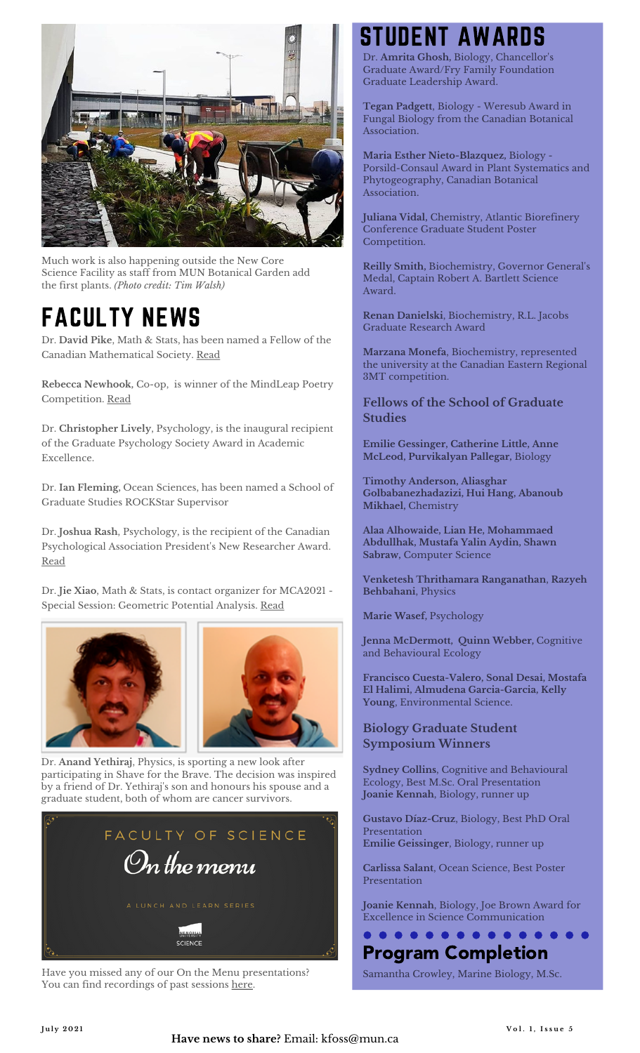Much work is also happening outside the New Core Science Facility as staff from MUN Botanical Garden add the first plants. *(Photo credit: Tim Walsh)*

# FACULTY NEWS

Dr. **David Pike**, Math & Stats, has been named a Fellow of the Canadian Mathematical Society. Read

**Rebecca Newhook,** Co-op, is winner of the MindLeap Poetry Competition. Read

Dr. **Christopher Lively**, Psychology, is the inaugural recipient of the Graduate Psychology Society Award in Academic Excellence.

Dr. **Ian Fleming,** Ocean Sciences, has been named a School of Graduate Studies ROCKStar Supervisor

Dr. **Joshua Rash**, Psychology, is the recipient of the Canadian Psychological Association President's New Researcher Award. Read

Dr. **Jie Xiao**, Math & Stats, is contact organizer for MCA2021 - Special Session: Geometric Potential Analysis. Read

Dr. **Anand Yethiraj**, Physics, is sporting a new look after participating in Shave for the Brave. The decision was inspired by a friend of Dr. Yethiraj's son and honours his spouse and a graduate student, both of whom are cancer survivors.

FACULTY OF SCIENCE

*On the menu*

A LUNCH AND LEARN SERIES

Have you missed any of our On the Menu presentations? You can find recordings of past sessions here.

# STUDENT AWARDS

Dr. **Amrita Ghosh,** Biology, Chancellor's Graduate Award/Fry Family Foundation Graduate Leadership Award.

**Tegan Padgett**, Biology - Weresub Award in Fungal Biology from the Canadian Botanical Association.

**Maria Esther Nieto-Blazquez,** Biology - Porsild-Consaul Award in Plant Systematics and Phytogeography, Canadian Botanical Association.

**Juliana Vidal,** Chemistry, Atlantic Biorefinery Conference Graduate Student Poster Competition.

**Reilly Smith,** Biochemistry, Governor General's Medal, Captain Robert A. Bartlett Science Award.

**Renan Danielski**, Biochemistry, R.L. Jacobs Graduate Research Award

**Marzana Monefa**, Biochemistry, represented the university at the Canadian Eastern Regional 3MT competition.

## Fellows of the School of Graduate Studies

**Emilie Gessinger, Catherine Little, Anne McLeod, Purvikalyan Pallegar,** Biology

**Timothy Anderson, Aliasghar Golbabanezhadazizi, Hui Hang, Abanoub Mikhael,** Chemistry

**Alaa Alhowaide, Lian He, Mohammaed Abdullhak, Mustafa Yalin Aydin, Shawn Sabraw,** Computer Science

**Venketesh Thrithamara Ranganathan**, **Razyeh Behbahani**, Physics

**Marie Wasef,** Psychology

**Jenna McDermott, Quinn Webber,** Cognitive and Behavioural Ecology

**Francisco Cuesta-Valero, Sonal Desai, Mostafa El Halimi, Almudena Garcia-Garcia, Kelly Young**, Environmental Science.

## Biology Graduate Student Symposium Winners

**Sydney Collins**, Cognitive and Behavioural Ecology, Best M.Sc. Oral Presentation
**Joanie Kennah**, Biology, runner up

**Gustavo Díaz-Cruz**, Biology, Best PhD Oral Presentation
**Emilie Geissinger**, Biology, runner up

**Carlissa Salant**, Ocean Science, Best Poster Presentation

**Joanie Kennah**, Biology, Joe Brown Award for Excellence in Science Communication

## Program Completion

Samantha Crowley, Marine Biology, M.Sc.

**Have news to share?** Email: kfoss@mun.ca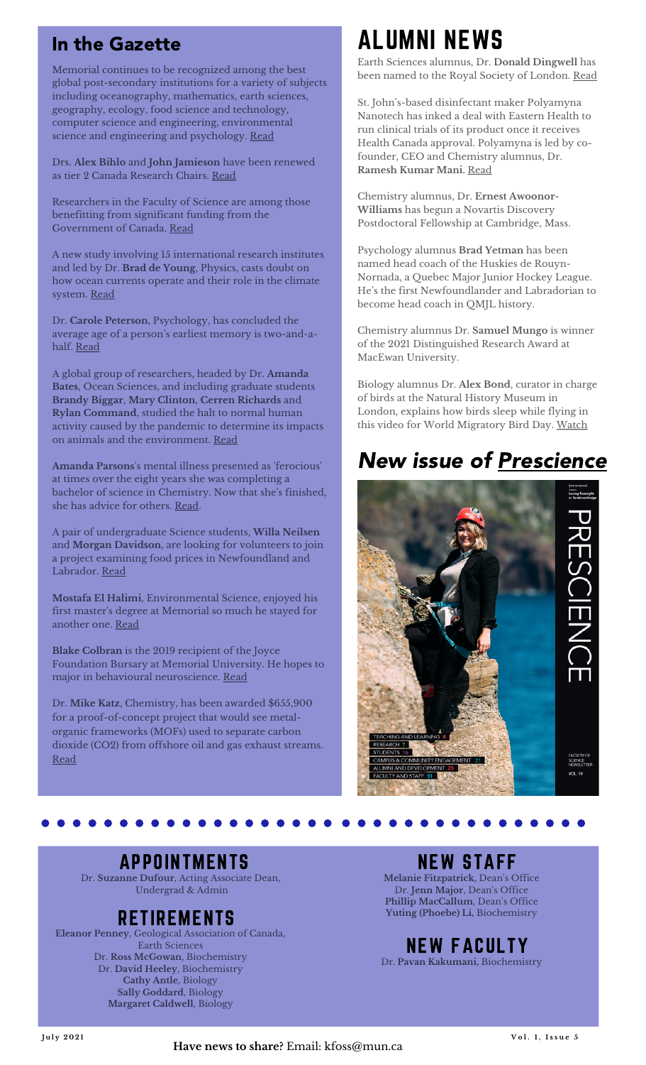## In the Gazette

Memorial continues to be recognized among the best global post-secondary institutions for a variety of subjects including oceanography, mathematics, earth sciences, geography, ecology, food science and technology, computer science and engineering, environmental science and engineering and psychology. Read

Drs. **Alex Bihlo** and **John Jamieson** have been renewed as tier 2 Canada Research Chairs. Read

Researchers in the Faculty of Science are among those benefitting from significant funding from the Government of Canada. Read

A new study involving 15 international research institutes and led by Dr. **Brad de Young**, Physics, casts doubt on how ocean currents operate and their role in the climate system. Read

Dr. **Carole Peterson**, Psychology, has concluded the average age of a person's earliest memory is two-and-a-half. Read

A global group of researchers, headed by Dr. **Amanda Bates**, Ocean Sciences, and including graduate students **Brandy Biggar**, **Mary Clinton**, **Cerren Richards** and **Rylan Command**, studied the halt to normal human activity caused by the pandemic to determine its impacts on animals and the environment. Read

**Amanda Parsons**'s mental illness presented as 'ferocious' at times over the eight years she was completing a bachelor of science in Chemistry. Now that she's finished, she has advice for others. Read.

A pair of undergraduate Science students, **Willa Neilsen** and **Morgan Davidson**, are looking for volunteers to join a project examining food prices in Newfoundland and Labrador. Read

**Mostafa El Halimi**, Environmental Science, enjoyed his first master's degree at Memorial so much he stayed for another one. Read

**Blake Colbran** is the 2019 recipient of the Joyce Foundation Bursary at Memorial University. He hopes to major in behavioural neuroscience. Read

Dr. **Mike Katz**, Chemistry, has been awarded $655,900 for a proof-of-concept project that would see metal-organic frameworks (MOFs) used to separate carbon dioxide ($CO_2$) from offshore oil and gas exhaust streams. Read

# ALUMNI NEWS

Earth Sciences alumnus, Dr. **Donald Dingwell** has been named to the Royal Society of London. Read

St. John's-based disinfectant maker Polyamyna Nanotech has inked a deal with Eastern Health to run clinical trials of its product once it receives Health Canada approval. Polyamyna is led by co-founder, CEO and Chemistry alumnus, Dr. **Ramesh Kumar Mani.** Read

Chemistry alumnus, Dr. **Ernest Awoonor-Williams** has begun a Novartis Discovery Postdoctoral Fellowship at Cambridge, Mass.

Psychology alumnus **Brad Yetman** has been named head coach of the Huskies de Rouyn-Nornada, a Quebec Major Junior Hockey League. He's the first Newfoundlander and Labradorian to become head coach in QMJL history.

Chemistry alumnus Dr. **Samuel Mungo** is winner of the 2021 Distinguished Research Award at MacEwan University.

Biology alumnus Dr. **Alex Bond**, curator in charge of birds at the Natural History Museum in London, explains how birds sleep while flying in this video for World Migratory Bird Day. Watch

## *New issue of Prescience*

PRESCIENCE

TEACHING AND LEARNING 4
RESEARCH 7
STUDENTS 15
CAMPUS & COMMUNITY ENGAGEMENT 21
ALUMNI AND DEVELOPMENT 23
FACULTY AND STAFF 31

FACULTY OF SCIENCE NEWSLETTER
VOL. 10

## APPOINTMENTS

Dr. **Suzanne Dufour**, Acting Associate Dean, Undergrad & Admin

## RETIREMENTS

**Eleanor Penney**, Geological Association of Canada, Earth Sciences
Dr. **Ross McGowan**, Biochemistry
Dr. **David Heeley**, Biochemistry
**Cathy Antle**, Biology
**Sally Goddard**, Biology
**Margaret Caldwell**, Biology

## NEW STAFF

**Melanie Fitzpatrick**, Dean's Office
Dr. **Jenn Major**, Dean's Office
**Phillip MacCallum**, Dean's Office
**Yuting (Phoebe) Li**, Biochemistry

## NEW FACULTY

Dr. **Pavan Kakumani**, Biochemistry

**Have news to share?** Email: kfoss@mun.ca